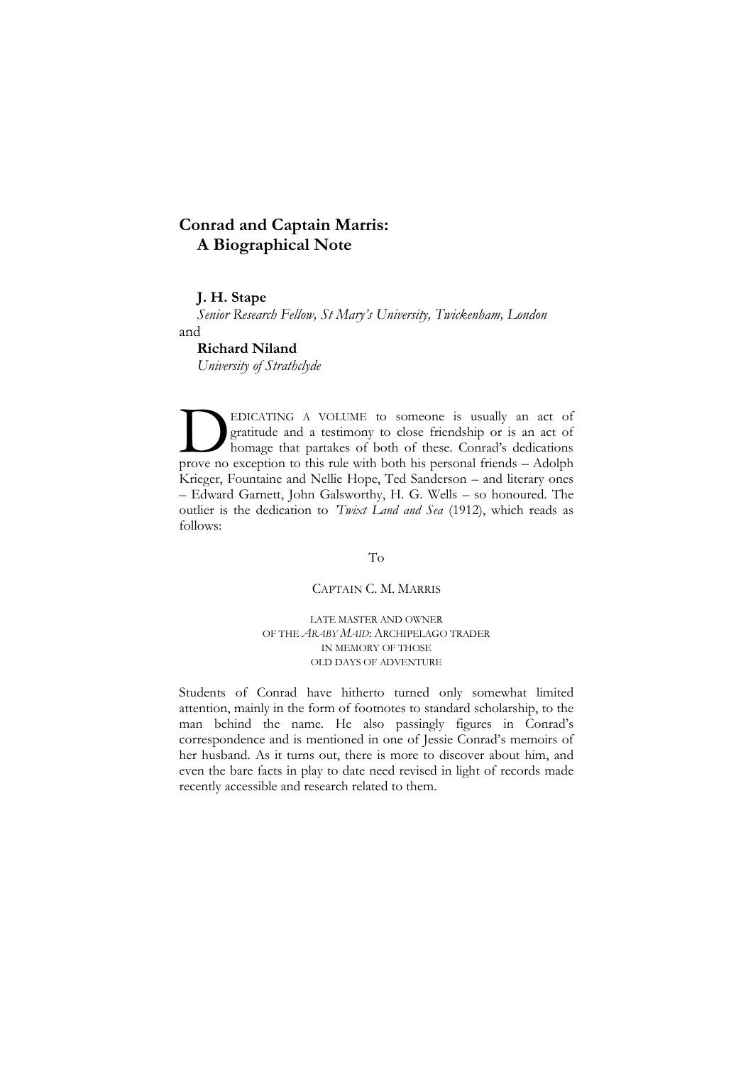# Conrad and Captain Marris: A Biographical Note

**J. H. Stape**
*Senior Research Fellow, St Mary's University, Twickenham, London*
and
**Richard Niland**
*University of Strathclyde*

DEDICATING A VOLUME to someone is usually an act of gratitude and a testimony to close friendship or is an act of homage that partakes of both of these. Conrad's dedications prove no exception to this rule with both his personal friends – Adolph Krieger, Fountaine and Nellie Hope, Ted Sanderson – and literary ones – Edward Garnett, John Galsworthy, H. G. Wells – so honoured. The outlier is the dedication to *'Twixt Land and Sea* (1912), which reads as follows:

To

CAPTAIN C. M. MARRIS

LATE MASTER AND OWNER
OF THE *ARABY MAID*: ARCHIPELAGO TRADER
IN MEMORY OF THOSE
OLD DAYS OF ADVENTURE

Students of Conrad have hitherto turned only somewhat limited attention, mainly in the form of footnotes to standard scholarship, to the man behind the name. He also passingly figures in Conrad's correspondence and is mentioned in one of Jessie Conrad's memoirs of her husband. As it turns out, there is more to discover about him, and even the bare facts in play to date need revised in light of records made recently accessible and research related to them.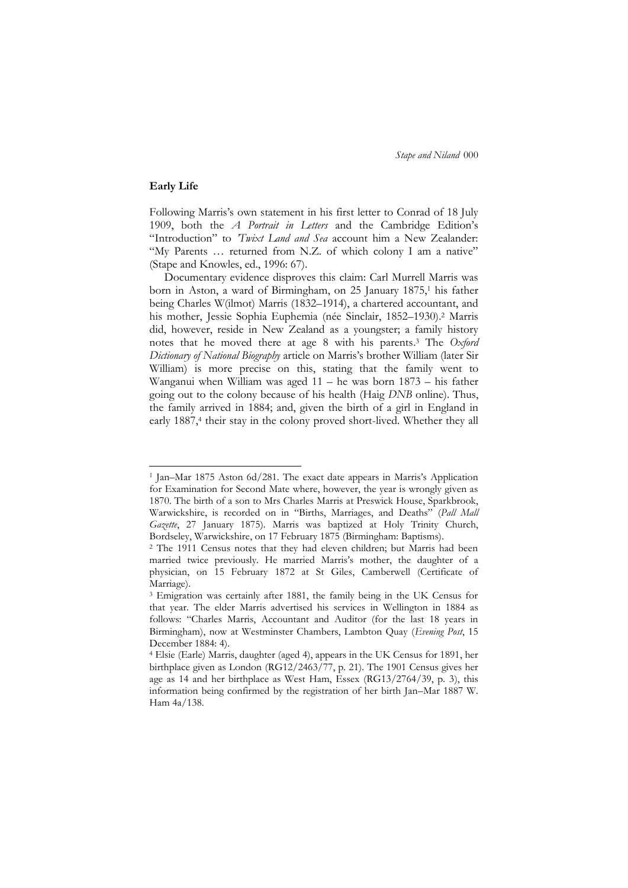## Early Life

Following Marris's own statement in his first letter to Conrad of 18 July 1909, both the *A Portrait in Letters* and the Cambridge Edition's "Introduction" to *'Twixt Land and Sea* account him a New Zealander: "My Parents … returned from N.Z. of which colony I am a native" (Stape and Knowles, ed., 1996: 67).

Documentary evidence disproves this claim: Carl Murrell Marris was born in Aston, a ward of Birmingham, on 25 January 1875,[1] his father being Charles W(ilmot) Marris (1832–1914), a chartered accountant, and his mother, Jessie Sophia Euphemia (née Sinclair, 1852–1930).[2] Marris did, however, reside in New Zealand as a youngster; a family history notes that he moved there at age 8 with his parents.[3] The *Oxford Dictionary of National Biography* article on Marris's brother William (later Sir William) is more precise on this, stating that the family went to Wanganui when William was aged 11 – he was born 1873 – his father going out to the colony because of his health (Haig *DNB* online). Thus, the family arrived in 1884; and, given the birth of a girl in England in early 1887,[4] their stay in the colony proved short-lived. Whether they all

---

[1] Jan–Mar 1875 Aston 6d/281. The exact date appears in Marris's Application for Examination for Second Mate where, however, the year is wrongly given as 1870. The birth of a son to Mrs Charles Marris at Preswick House, Sparkbrook, Warwickshire, is recorded on in "Births, Marriages, and Deaths" (*Pall Mall Gazette*, 27 January 1875). Marris was baptized at Holy Trinity Church, Bordseley, Warwickshire, on 17 February 1875 (Birmingham: Baptisms).

[2] The 1911 Census notes that they had eleven children; but Marris had been married twice previously. He married Marris's mother, the daughter of a physician, on 15 February 1872 at St Giles, Camberwell (Certificate of Marriage).

[3] Emigration was certainly after 1881, the family being in the UK Census for that year. The elder Marris advertised his services in Wellington in 1884 as follows: "Charles Marris, Accountant and Auditor (for the last 18 years in Birmingham), now at Westminster Chambers, Lambton Quay (*Evening Post*, 15 December 1884: 4).

[4] Elsie (Earle) Marris, daughter (aged 4), appears in the UK Census for 1891, her birthplace given as London (RG12/2463/77, p. 21). The 1901 Census gives her age as 14 and her birthplace as West Ham, Essex (RG13/2764/39, p. 3), this information being confirmed by the registration of her birth Jan–Mar 1887 W. Ham 4a/138.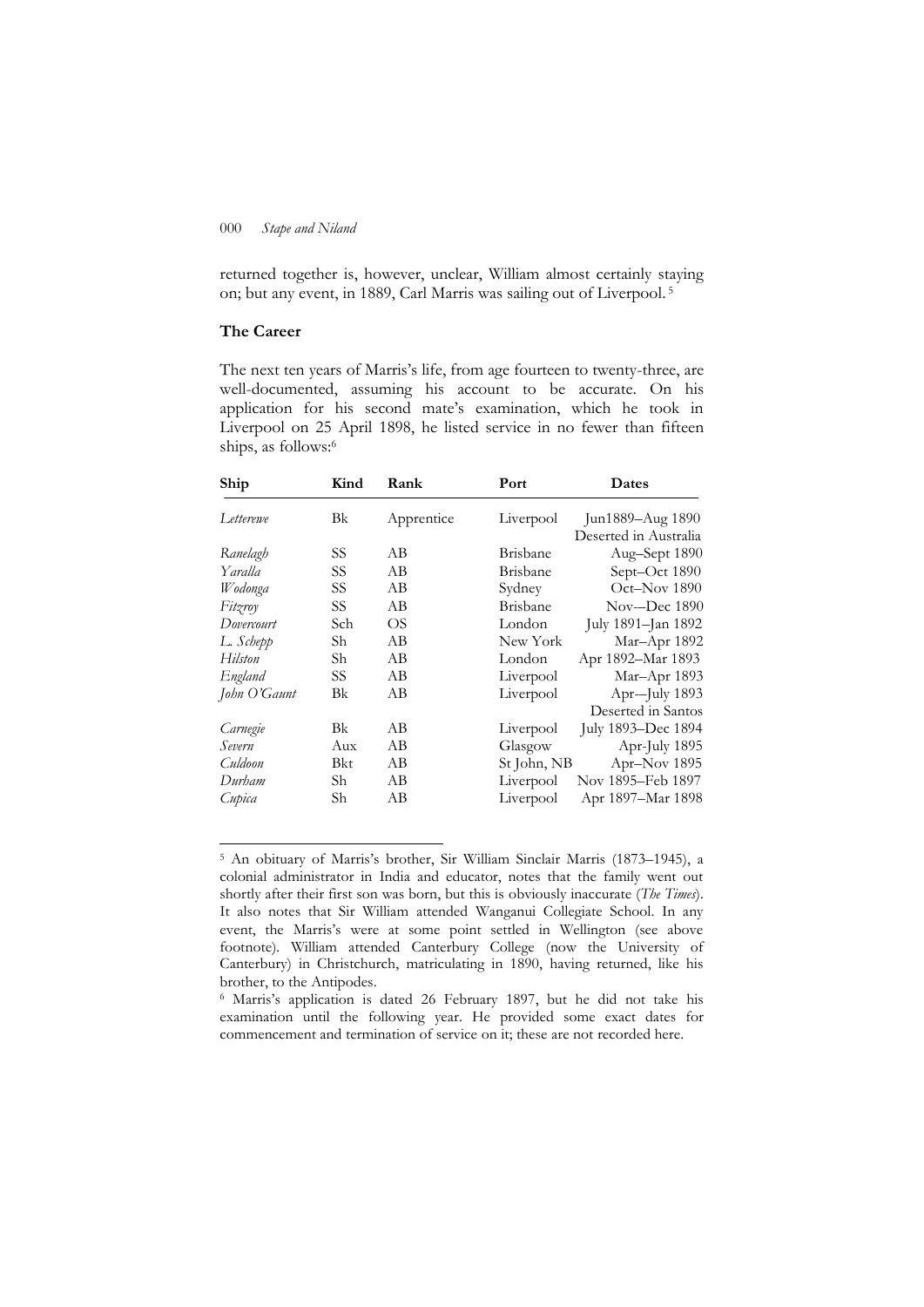returned together is, however, unclear, William almost certainly staying on; but any event, in 1889, Carl Marris was sailing out of Liverpool.[5]

## The Career

The next ten years of Marris's life, from age fourteen to twenty-three, are well-documented, assuming his account to be accurate. On his application for his second mate's examination, which he took in Liverpool on 25 April 1898, he listed service in no fewer than fifteen ships, as follows:[6]

| Ship | Kind | Rank | Port | Dates |
|---|---|---|---|---|
| *Letterewe* | Bk | Apprentice | Liverpool | Jun1889–Aug 1890 Deserted in Australia |
| *Ranelagh* | SS | AB | Brisbane | Aug–Sept 1890 |
| *Yaralla* | SS | AB | Brisbane | Sept–Oct 1890 |
| *Wodonga* | SS | AB | Sydney | Oct–Nov 1890 |
| *Fitzroy* | SS | AB | Brisbane | Nov–-Dec 1890 |
| *Dovercourt* | Sch | OS | London | July 1891–Jan 1892 |
| *L. Schepp* | Sh | AB | New York | Mar–Apr 1892 |
| *Hilston* | Sh | AB | London | Apr 1892–Mar 1893 |
| *England* | SS | AB | Liverpool | Mar–Apr 1893 |
| *John O'Gaunt* | Bk | AB | Liverpool | Apr-–July 1893 Deserted in Santos |
| *Carnegie* | Bk | AB | Liverpool | July 1893–Dec 1894 |
| *Severn* | Aux | AB | Glasgow | Apr-July 1895 |
| *Culdoon* | Bkt | AB | St John, NB | Apr–Nov 1895 |
| *Durham* | Sh | AB | Liverpool | Nov 1895–Feb 1897 |
| *Cupica* | Sh | AB | Liverpool | Apr 1897–Mar 1898 |

---

[5] An obituary of Marris's brother, Sir William Sinclair Marris (1873–1945), a colonial administrator in India and educator, notes that the family went out shortly after their first son was born, but this is obviously inaccurate (*The Times*). It also notes that Sir William attended Wanganui Collegiate School. In any event, the Marris's were at some point settled in Wellington (see above footnote). William attended Canterbury College (now the University of Canterbury) in Christchurch, matriculating in 1890, having returned, like his brother, to the Antipodes.

[6] Marris's application is dated 26 February 1897, but he did not take his examination until the following year. He provided some exact dates for commencement and termination of service on it; these are not recorded here.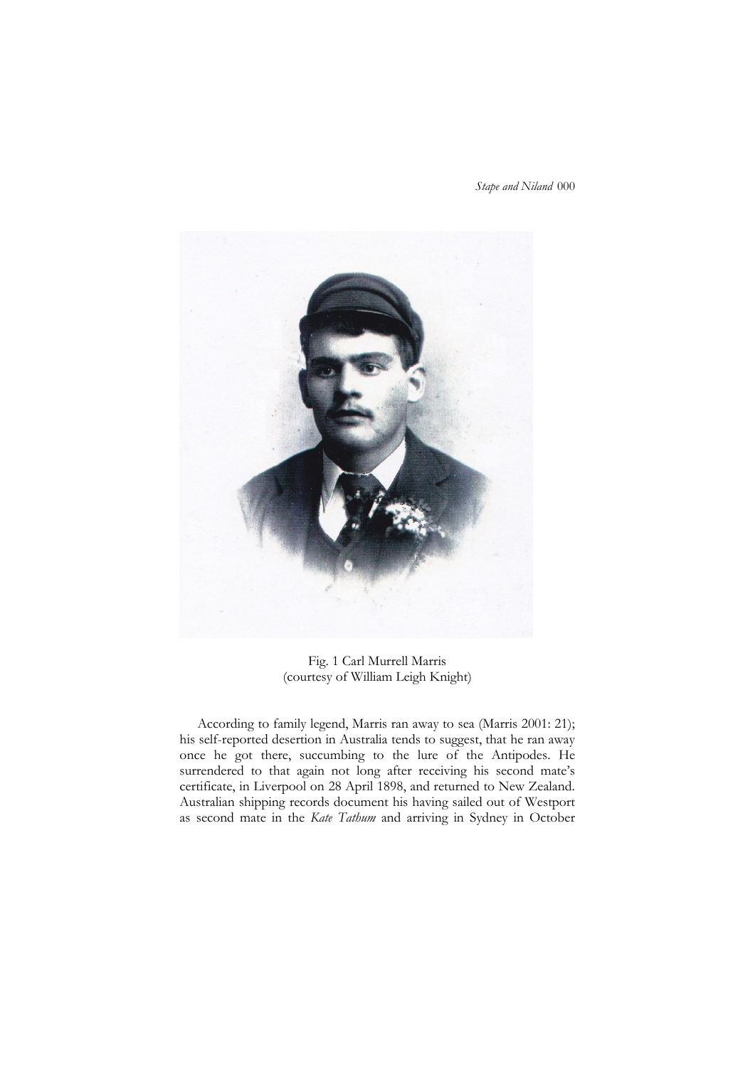Fig. 1 Carl Murrell Marris
(courtesy of William Leigh Knight)

According to family legend, Marris ran away to sea (Marris 2001: 21); his self-reported desertion in Australia tends to suggest, that he ran away once he got there, succumbing to the lure of the Antipodes. He surrendered to that again not long after receiving his second mate's certificate, in Liverpool on 28 April 1898, and returned to New Zealand. Australian shipping records document his having sailed out of Westport as second mate in the *Kate Tathum* and arriving in Sydney in October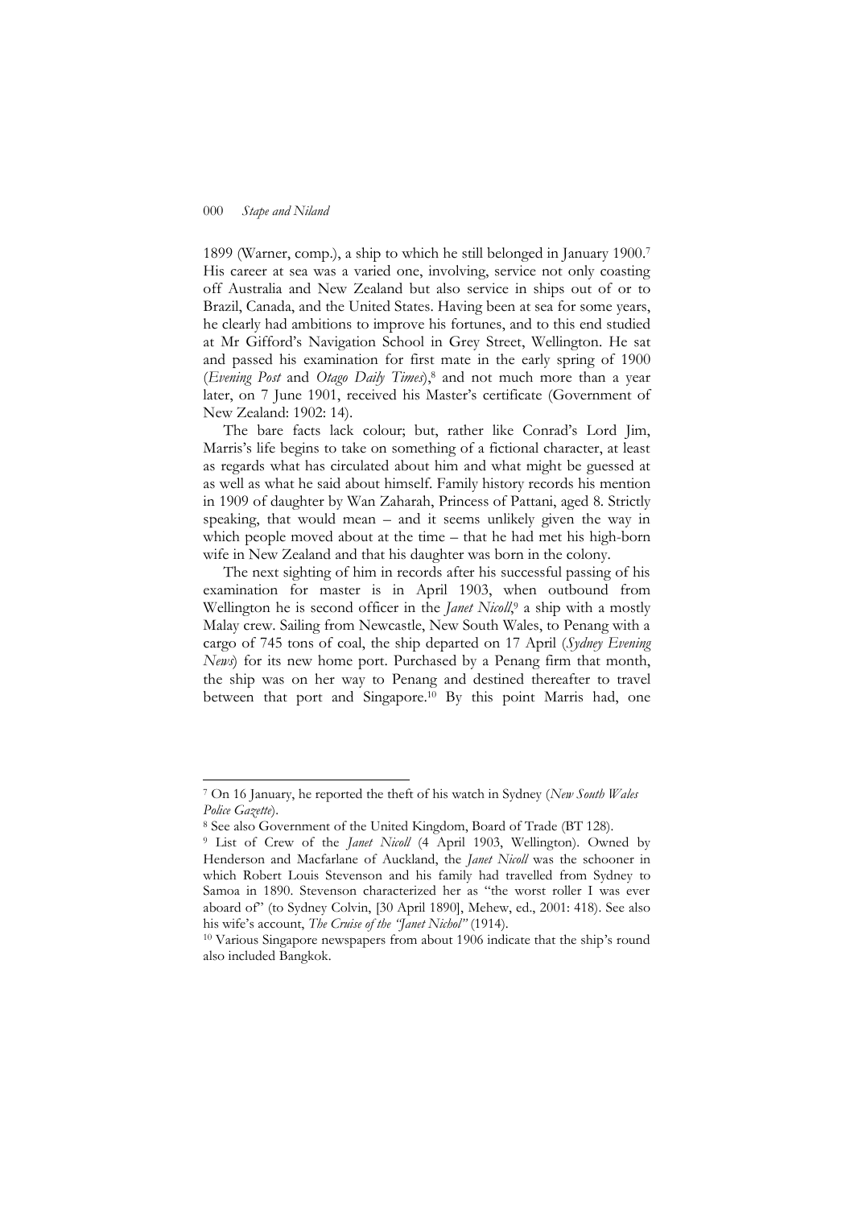1899 (Warner, comp.), a ship to which he still belonged in January 1900.[7] His career at sea was a varied one, involving, service not only coasting off Australia and New Zealand but also service in ships out of or to Brazil, Canada, and the United States. Having been at sea for some years, he clearly had ambitions to improve his fortunes, and to this end studied at Mr Gifford's Navigation School in Grey Street, Wellington. He sat and passed his examination for first mate in the early spring of 1900 (*Evening Post* and *Otago Daily Times*),[8] and not much more than a year later, on 7 June 1901, received his Master's certificate (Government of New Zealand: 1902: 14).

The bare facts lack colour; but, rather like Conrad's Lord Jim, Marris's life begins to take on something of a fictional character, at least as regards what has circulated about him and what might be guessed at as well as what he said about himself. Family history records his mention in 1909 of daughter by Wan Zaharah, Princess of Pattani, aged 8. Strictly speaking, that would mean – and it seems unlikely given the way in which people moved about at the time – that he had met his high-born wife in New Zealand and that his daughter was born in the colony.

The next sighting of him in records after his successful passing of his examination for master is in April 1903, when outbound from Wellington he is second officer in the *Janet Nicoll*,[9] a ship with a mostly Malay crew. Sailing from Newcastle, New South Wales, to Penang with a cargo of 745 tons of coal, the ship departed on 17 April (*Sydney Evening News*) for its new home port. Purchased by a Penang firm that month, the ship was on her way to Penang and destined thereafter to travel between that port and Singapore.[10] By this point Marris had, one

---

[7] On 16 January, he reported the theft of his watch in Sydney (*New South Wales Police Gazette*).

[8] See also Government of the United Kingdom, Board of Trade (BT 128).

[9] List of Crew of the *Janet Nicoll* (4 April 1903, Wellington). Owned by Henderson and Macfarlane of Auckland, the *Janet Nicoll* was the schooner in which Robert Louis Stevenson and his family had travelled from Sydney to Samoa in 1890. Stevenson characterized her as "the worst roller I was ever aboard of" (to Sydney Colvin, [30 April 1890], Mehew, ed., 2001: 418). See also his wife's account, *The Cruise of the "Janet Nichol"* (1914).

[10] Various Singapore newspapers from about 1906 indicate that the ship's round also included Bangkok.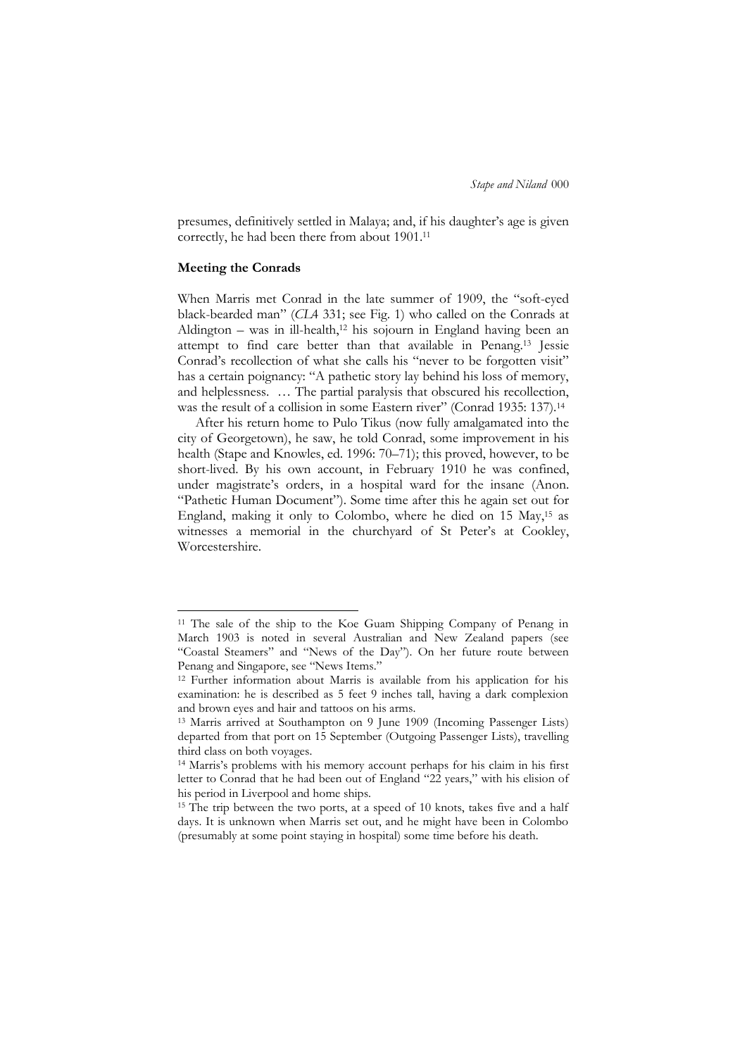presumes, definitively settled in Malaya; and, if his daughter's age is given correctly, he had been there from about 1901.[11]

### Meeting the Conrads

When Marris met Conrad in the late summer of 1909, the "soft-eyed black-bearded man" (*CL4* 331; see Fig. 1) who called on the Conrads at Aldington – was in ill-health,[12] his sojourn in England having been an attempt to find care better than that available in Penang.[13] Jessie Conrad's recollection of what she calls his "never to be forgotten visit" has a certain poignancy: "A pathetic story lay behind his loss of memory, and helplessness. … The partial paralysis that obscured his recollection, was the result of a collision in some Eastern river" (Conrad 1935: 137).[14]

After his return home to Pulo Tikus (now fully amalgamated into the city of Georgetown), he saw, he told Conrad, some improvement in his health (Stape and Knowles, ed. 1996: 70–71); this proved, however, to be short-lived. By his own account, in February 1910 he was confined, under magistrate's orders, in a hospital ward for the insane (Anon. "Pathetic Human Document"). Some time after this he again set out for England, making it only to Colombo, where he died on 15 May,[15] as witnesses a memorial in the churchyard of St Peter's at Cookley, Worcestershire.

---

[11] The sale of the ship to the Koe Guam Shipping Company of Penang in March 1903 is noted in several Australian and New Zealand papers (see "Coastal Steamers" and "News of the Day"). On her future route between Penang and Singapore, see "News Items."

[12] Further information about Marris is available from his application for his examination: he is described as 5 feet 9 inches tall, having a dark complexion and brown eyes and hair and tattoos on his arms.

[13] Marris arrived at Southampton on 9 June 1909 (Incoming Passenger Lists) departed from that port on 15 September (Outgoing Passenger Lists), travelling third class on both voyages.

[14] Marris's problems with his memory account perhaps for his claim in his first letter to Conrad that he had been out of England "22 years," with his elision of his period in Liverpool and home ships.

[15] The trip between the two ports, at a speed of 10 knots, takes five and a half days. It is unknown when Marris set out, and he might have been in Colombo (presumably at some point staying in hospital) some time before his death.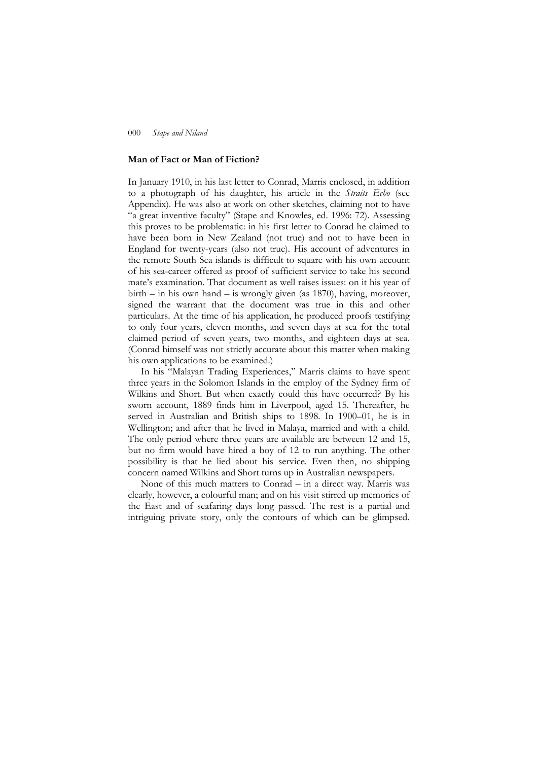## Man of Fact or Man of Fiction?

In January 1910, in his last letter to Conrad, Marris enclosed, in addition to a photograph of his daughter, his article in the *Straits Echo* (see Appendix). He was also at work on other sketches, claiming not to have "a great inventive faculty" (Stape and Knowles, ed. 1996: 72). Assessing this proves to be problematic: in his first letter to Conrad he claimed to have been born in New Zealand (not true) and not to have been in England for twenty-years (also not true). His account of adventures in the remote South Sea islands is difficult to square with his own account of his sea-career offered as proof of sufficient service to take his second mate's examination. That document as well raises issues: on it his year of birth – in his own hand – is wrongly given (as 1870), having, moreover, signed the warrant that the document was true in this and other particulars. At the time of his application, he produced proofs testifying to only four years, eleven months, and seven days at sea for the total claimed period of seven years, two months, and eighteen days at sea. (Conrad himself was not strictly accurate about this matter when making his own applications to be examined.)

In his "Malayan Trading Experiences," Marris claims to have spent three years in the Solomon Islands in the employ of the Sydney firm of Wilkins and Short. But when exactly could this have occurred? By his sworn account, 1889 finds him in Liverpool, aged 15. Thereafter, he served in Australian and British ships to 1898. In 1900–01, he is in Wellington; and after that he lived in Malaya, married and with a child. The only period where three years are available are between 12 and 15, but no firm would have hired a boy of 12 to run anything. The other possibility is that he lied about his service. Even then, no shipping concern named Wilkins and Short turns up in Australian newspapers.

None of this much matters to Conrad – in a direct way. Marris was clearly, however, a colourful man; and on his visit stirred up memories of the East and of seafaring days long passed. The rest is a partial and intriguing private story, only the contours of which can be glimpsed.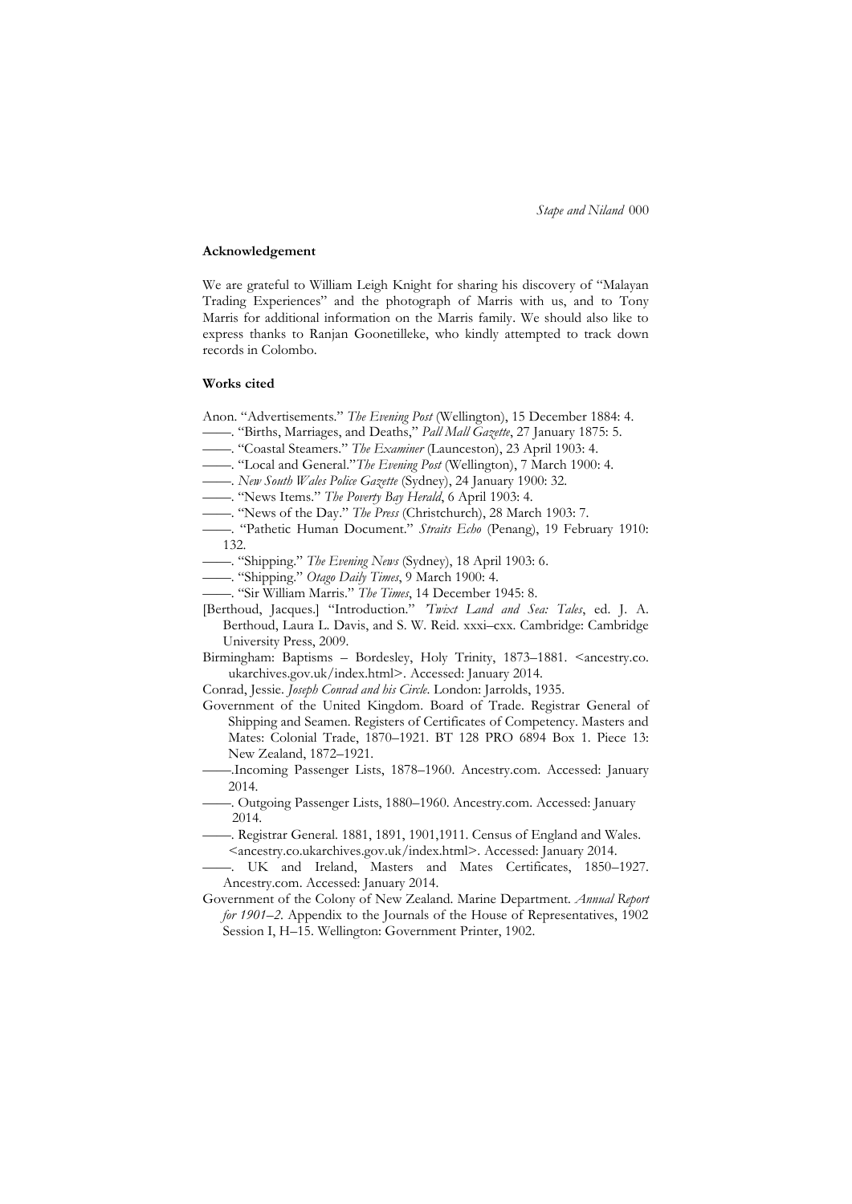### Acknowledgement

We are grateful to William Leigh Knight for sharing his discovery of "Malayan Trading Experiences" and the photograph of Marris with us, and to Tony Marris for additional information on the Marris family. We should also like to express thanks to Ranjan Goonetilleke, who kindly attempted to track down records in Colombo.

### Works cited

Anon. "Advertisements." *The Evening Post* (Wellington), 15 December 1884: 4.

——. "Births, Marriages, and Deaths," *Pall Mall Gazette*, 27 January 1875: 5.

——. "Coastal Steamers." *The Examiner* (Launceston), 23 April 1903: 4.

——. "Local and General."*The Evening Post* (Wellington), 7 March 1900: 4.

——. *New South Wales Police Gazette* (Sydney), 24 January 1900: 32.

——. "News Items." *The Poverty Bay Herald*, 6 April 1903: 4.

——. "News of the Day." *The Press* (Christchurch), 28 March 1903: 7.

——. "Pathetic Human Document." *Straits Echo* (Penang), 19 February 1910: 132.

——. "Shipping." *The Evening News* (Sydney), 18 April 1903: 6.

——. "Shipping." *Otago Daily Times*, 9 March 1900: 4.

——. "Sir William Marris." *The Times*, 14 December 1945: 8.

[Berthoud, Jacques.] "Introduction." *'Twixt Land and Sea: Tales*, ed. J. A. Berthoud, Laura L. Davis, and S. W. Reid. xxxi–cxx. Cambridge: Cambridge University Press, 2009.

Birmingham: Baptisms – Bordesley, Holy Trinity, 1873–1881. <ancestry.co.ukarchives.gov.uk/index.html>. Accessed: January 2014.

Conrad, Jessie. *Joseph Conrad and his Circle.* London: Jarrolds, 1935.

Government of the United Kingdom. Board of Trade. Registrar General of Shipping and Seamen. Registers of Certificates of Competency. Masters and Mates: Colonial Trade, 1870–1921. BT 128 PRO 6894 Box 1. Piece 13: New Zealand, 1872–1921.

——.Incoming Passenger Lists, 1878–1960. Ancestry.com. Accessed: January 2014.

——. Outgoing Passenger Lists, 1880–1960. Ancestry.com. Accessed: January 2014.

——. Registrar General. 1881, 1891, 1901,1911. Census of England and Wales. <ancestry.co.ukarchives.gov.uk/index.html>. Accessed: January 2014.

——. UK and Ireland, Masters and Mates Certificates, 1850–1927. Ancestry.com. Accessed: January 2014.

Government of the Colony of New Zealand. Marine Department. *Annual Report for 1901–2*. Appendix to the Journals of the House of Representatives, 1902 Session I, H–15. Wellington: Government Printer, 1902.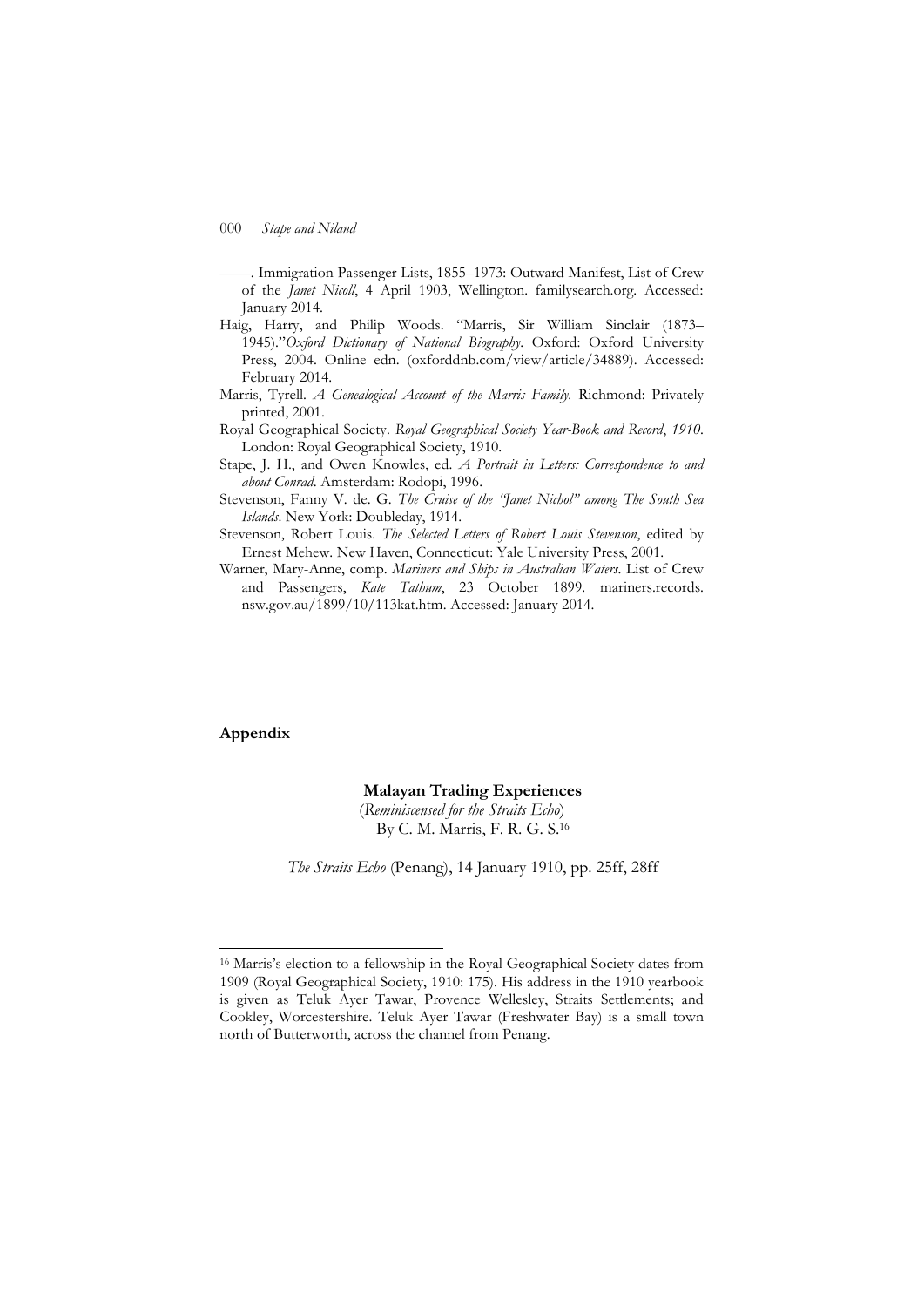——. Immigration Passenger Lists, 1855–1973: Outward Manifest, List of Crew of the *Janet Nicoll*, 4 April 1903, Wellington. familysearch.org. Accessed: January 2014.

Haig, Harry, and Philip Woods. "Marris, Sir William Sinclair (1873–1945)."*Oxford Dictionary of National Biography*. Oxford: Oxford University Press, 2004. Online edn. (oxforddnb.com/view/article/34889). Accessed: February 2014.

Marris, Tyrell. *A Genealogical Account of the Marris Family*. Richmond: Privately printed, 2001.

Royal Geographical Society. *Royal Geographical Society Year-Book and Record*, *1910*. London: Royal Geographical Society, 1910.

Stape, J. H., and Owen Knowles, ed. *A Portrait in Letters: Correspondence to and about Conrad*. Amsterdam: Rodopi, 1996.

Stevenson, Fanny V. de. G. *The Cruise of the "Janet Nichol" among The South Sea Islands*. New York: Doubleday, 1914.

Stevenson, Robert Louis. *The Selected Letters of Robert Louis Stevenson*, edited by Ernest Mehew. New Haven, Connecticut: Yale University Press, 2001.

Warner, Mary-Anne, comp. *Mariners and Ships in Australian Waters*. List of Crew and Passengers, *Kate Tathum*, 23 October 1899. mariners.records.nsw.gov.au/1899/10/113kat.htm. Accessed: January 2014.

## Appendix

### Malayan Trading Experiences

(*Reminiscensed for the Straits Echo*)
By C. M. Marris, F. R. G. S.[16]

*The Straits Echo* (Penang), 14 January 1910, pp. 25ff, 28ff

---

[16] Marris's election to a fellowship in the Royal Geographical Society dates from 1909 (Royal Geographical Society, 1910: 175). His address in the 1910 yearbook is given as Teluk Ayer Tawar, Provence Wellesley, Straits Settlements; and Cookley, Worcestershire. Teluk Ayer Tawar (Freshwater Bay) is a small town north of Butterworth, across the channel from Penang.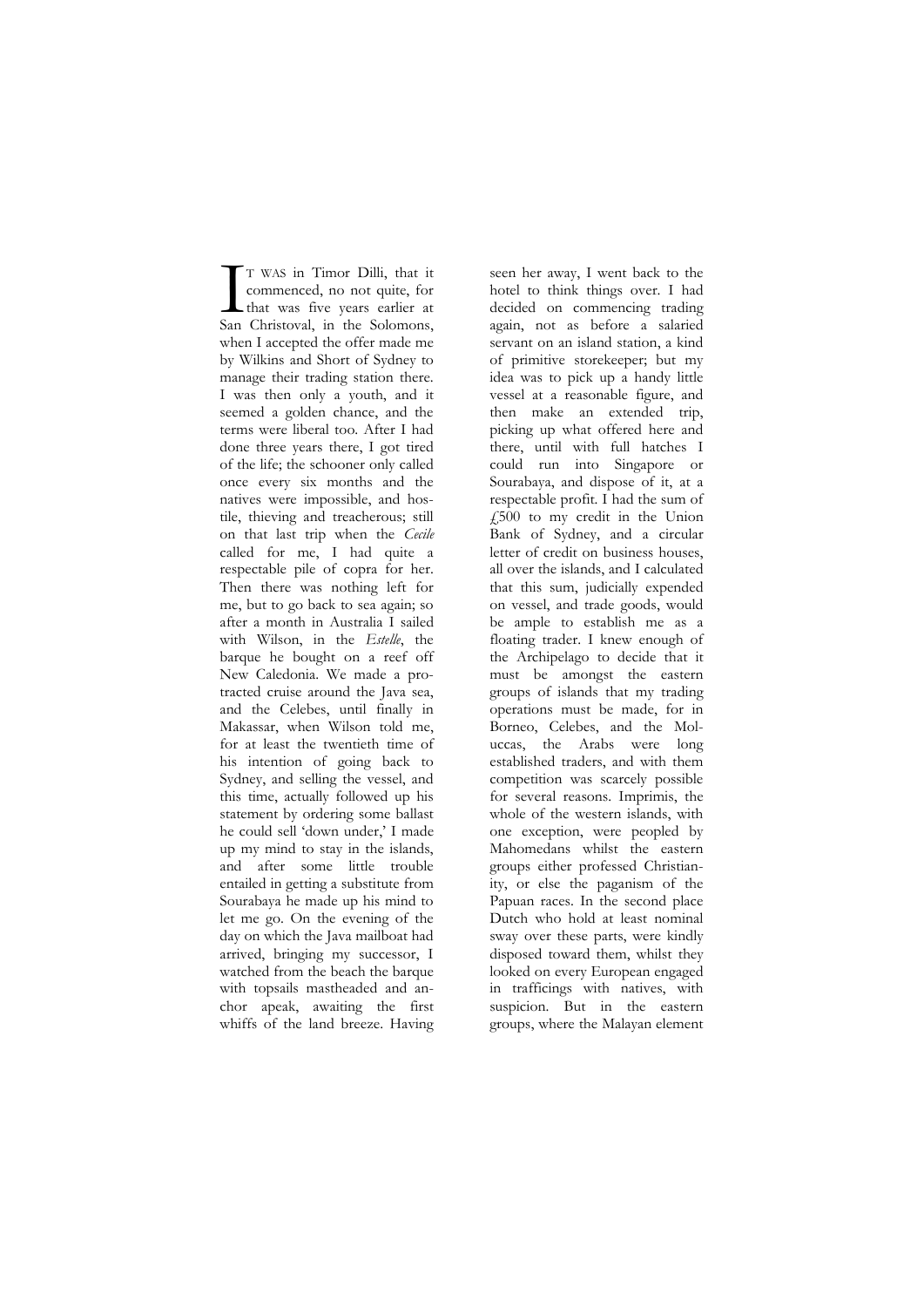IT WAS in Timor Dilli, that it commenced, no not quite, for that was five years earlier at San Christoval, in the Solomons, when I accepted the offer made me by Wilkins and Short of Sydney to manage their trading station there. I was then only a youth, and it seemed a golden chance, and the terms were liberal too. After I had done three years there, I got tired of the life; the schooner only called once every six months and the natives were impossible, and hostile, thieving and treacherous; still on that last trip when the *Cecile* called for me, I had quite a respectable pile of copra for her. Then there was nothing left for me, but to go back to sea again; so after a month in Australia I sailed with Wilson, in the *Estelle*, the barque he bought on a reef off New Caledonia. We made a protracted cruise around the Java sea, and the Celebes, until finally in Makassar, when Wilson told me, for at least the twentieth time of his intention of going back to Sydney, and selling the vessel, and this time, actually followed up his statement by ordering some ballast he could sell 'down under,' I made up my mind to stay in the islands, and after some little trouble entailed in getting a substitute from Sourabaya he made up his mind to let me go. On the evening of the day on which the Java mailboat had arrived, bringing my successor, I watched from the beach the barque with topsails mastheaded and anchor apeak, awaiting the first whiffs of the land breeze. Having seen her away, I went back to the hotel to think things over. I had decided on commencing trading again, not as before a salaried servant on an island station, a kind of primitive storekeeper; but my idea was to pick up a handy little vessel at a reasonable figure, and then make an extended trip, picking up what offered here and there, until with full hatches I could run into Singapore or Sourabaya, and dispose of it, at a respectable profit. I had the sum of £500 to my credit in the Union Bank of Sydney, and a circular letter of credit on business houses, all over the islands, and I calculated that this sum, judicially expended on vessel, and trade goods, would be ample to establish me as a floating trader. I knew enough of the Archipelago to decide that it must be amongst the eastern groups of islands that my trading operations must be made, for in Borneo, Celebes, and the Moluccas, the Arabs were long established traders, and with them competition was scarcely possible for several reasons. Imprimis, the whole of the western islands, with one exception, were peopled by Mahomedans whilst the eastern groups either professed Christianity, or else the paganism of the Papuan races. In the second place Dutch who hold at least nominal sway over these parts, were kindly disposed toward them, whilst they looked on every European engaged in traffickings with natives, with suspicion. But in the eastern groups, where the Malayan element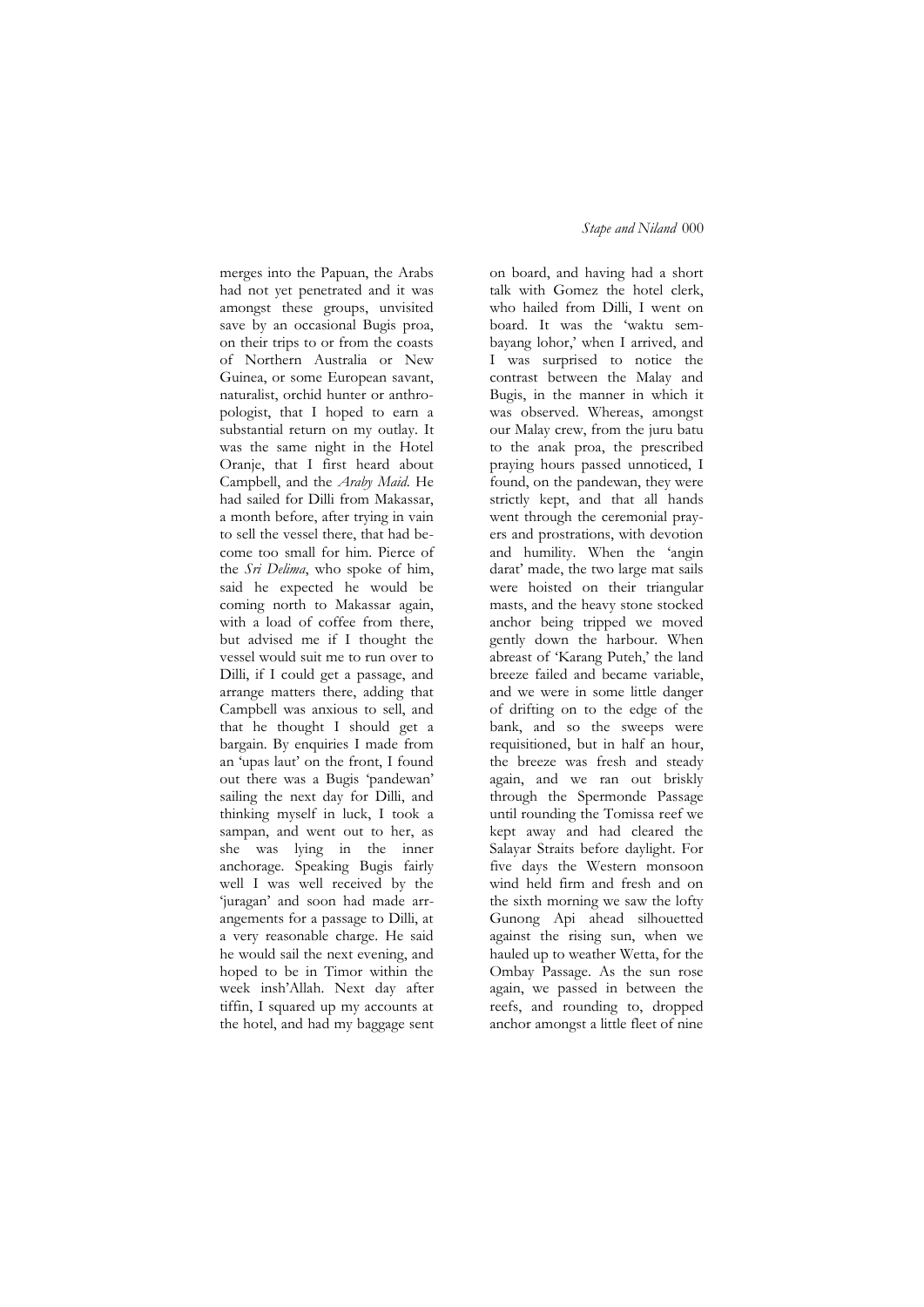merges into the Papuan, the Arabs had not yet penetrated and it was amongst these groups, unvisited save by an occasional Bugis proa, on their trips to or from the coasts of Northern Australia or New Guinea, or some European savant, naturalist, orchid hunter or anthropologist, that I hoped to earn a substantial return on my outlay. It was the same night in the Hotel Oranje, that I first heard about Campbell, and the *Araby Maid*. He had sailed for Dilli from Makassar, a month before, after trying in vain to sell the vessel there, that had become too small for him. Pierce of the *Sri Delima*, who spoke of him, said he expected he would be coming north to Makassar again, with a load of coffee from there, but advised me if I thought the vessel would suit me to run over to Dilli, if I could get a passage, and arrange matters there, adding that Campbell was anxious to sell, and that he thought I should get a bargain. By enquiries I made from an 'upas laut' on the front, I found out there was a Bugis 'pandewan' sailing the next day for Dilli, and thinking myself in luck, I took a sampan, and went out to her, as she was lying in the inner anchorage. Speaking Bugis fairly well I was well received by the 'juragan' and soon had made arrangements for a passage to Dilli, at a very reasonable charge. He said he would sail the next evening, and hoped to be in Timor within the week insh'Allah. Next day after tiffin, I squared up my accounts at the hotel, and had my baggage sent on board, and having had a short talk with Gomez the hotel clerk, who hailed from Dilli, I went on board. It was the 'waktu sembayang lohor,' when I arrived, and I was surprised to notice the contrast between the Malay and Bugis, in the manner in which it was observed. Whereas, amongst our Malay crew, from the juru batu to the anak proa, the prescribed praying hours passed unnoticed, I found, on the pandewan, they were strictly kept, and that all hands went through the ceremonial prayers and prostrations, with devotion and humility. When the 'angin darat' made, the two large mat sails were hoisted on their triangular masts, and the heavy stone stocked anchor being tripped we moved gently down the harbour. When abreast of 'Karang Puteh,' the land breeze failed and became variable, and we were in some little danger of drifting on to the edge of the bank, and so the sweeps were requisitioned, but in half an hour, the breeze was fresh and steady again, and we ran out briskly through the Spermonde Passage until rounding the Tomissa reef we kept away and had cleared the Salayar Straits before daylight. For five days the Western monsoon wind held firm and fresh and on the sixth morning we saw the lofty Gunong Api ahead silhouetted against the rising sun, when we hauled up to weather Wetta, for the Ombay Passage. As the sun rose again, we passed in between the reefs, and rounding to, dropped anchor amongst a little fleet of nine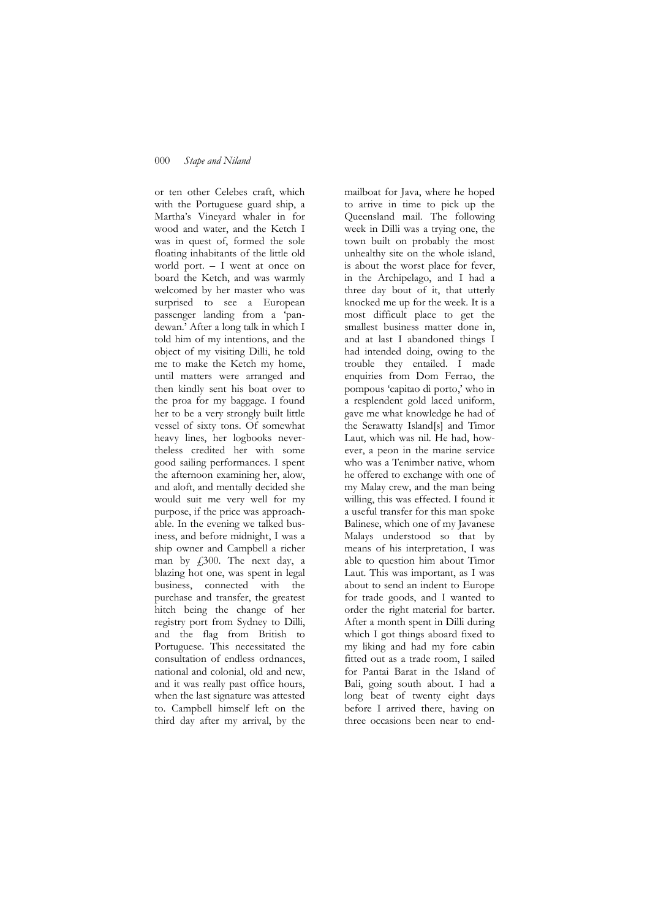or ten other Celebes craft, which with the Portuguese guard ship, a Martha's Vineyard whaler in for wood and water, and the Ketch I was in quest of, formed the sole floating inhabitants of the little old world port. – I went at once on board the Ketch, and was warmly welcomed by her master who was surprised to see a European passenger landing from a 'pandewan.' After a long talk in which I told him of my intentions, and the object of my visiting Dilli, he told me to make the Ketch my home, until matters were arranged and then kindly sent his boat over to the proa for my baggage. I found her to be a very strongly built little vessel of sixty tons. Of somewhat heavy lines, her logbooks nevertheless credited her with some good sailing performances. I spent the afternoon examining her, alow, and aloft, and mentally decided she would suit me very well for my purpose, if the price was approachable. In the evening we talked business, and before midnight, I was a ship owner and Campbell a richer man by £300. The next day, a blazing hot one, was spent in legal business, connected with the purchase and transfer, the greatest hitch being the change of her registry port from Sydney to Dilli, and the flag from British to Portuguese. This necessitated the consultation of endless ordnances, national and colonial, old and new, and it was really past office hours, when the last signature was attested to. Campbell himself left on the third day after my arrival, by the mailboat for Java, where he hoped to arrive in time to pick up the Queensland mail. The following week in Dilli was a trying one, the town built on probably the most unhealthy site on the whole island, is about the worst place for fever, in the Archipelago, and I had a three day bout of it, that utterly knocked me up for the week. It is a most difficult place to get the smallest business matter done in, and at last I abandoned things I had intended doing, owing to the trouble they entailed. I made enquiries from Dom Ferrao, the pompous 'capitao di porto,' who in a resplendent gold laced uniform, gave me what knowledge he had of the Serawatty Island[s] and Timor Laut, which was nil. He had, however, a peon in the marine service who was a Tenimber native, whom he offered to exchange with one of my Malay crew, and the man being willing, this was effected. I found it a useful transfer for this man spoke Balinese, which one of my Javanese Malays understood so that by means of his interpretation, I was able to question him about Timor Laut. This was important, as I was about to send an indent to Europe for trade goods, and I wanted to order the right material for barter. After a month spent in Dilli during which I got things aboard fixed to my liking and had my fore cabin fitted out as a trade room, I sailed for Pantai Barat in the Island of Bali, going south about. I had a long beat of twenty eight days before I arrived there, having on three occasions been near to end-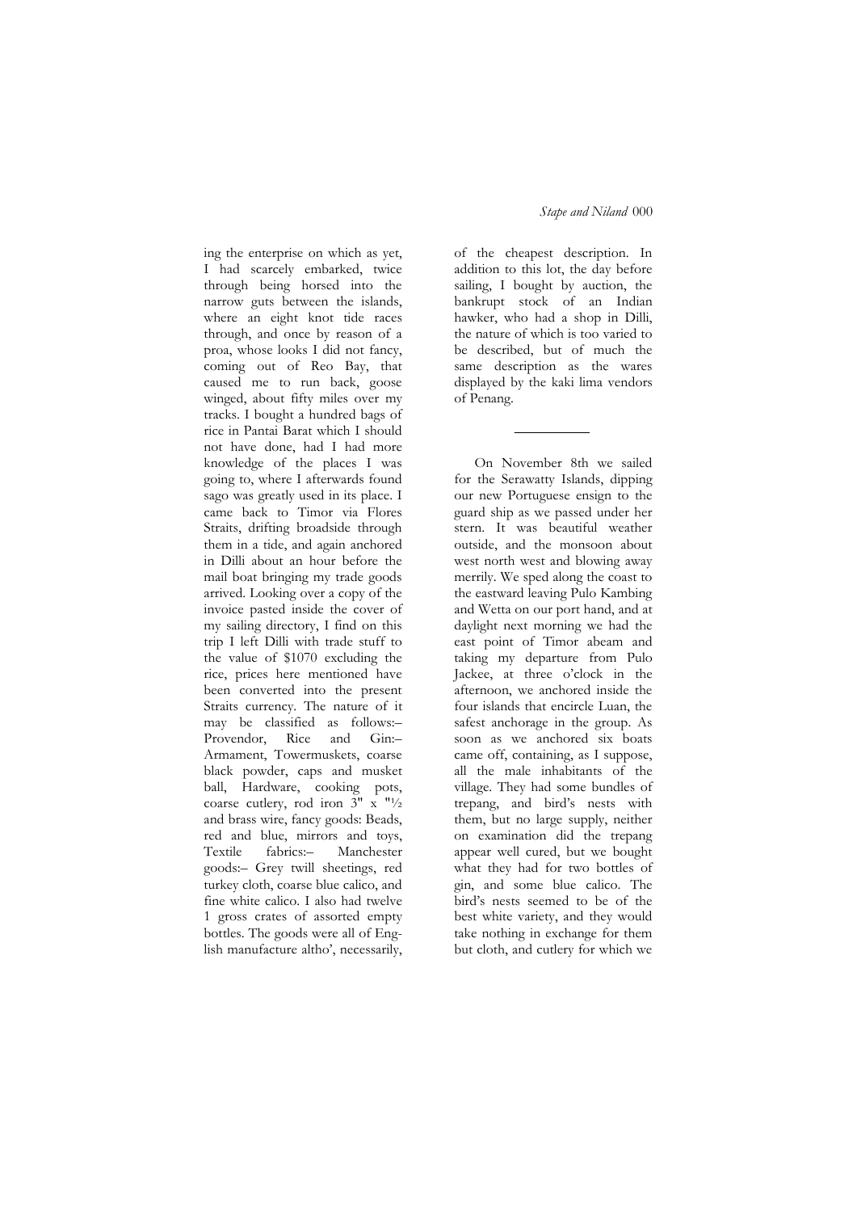ing the enterprise on which as yet, I had scarcely embarked, twice through being horsed into the narrow guts between the islands, where an eight knot tide races through, and once by reason of a proa, whose looks I did not fancy, coming out of Reo Bay, that caused me to run back, goose winged, about fifty miles over my tracks. I bought a hundred bags of rice in Pantai Barat which I should not have done, had I had more knowledge of the places I was going to, where I afterwards found sago was greatly used in its place. I came back to Timor via Flores Straits, drifting broadside through them in a tide, and again anchored in Dilli about an hour before the mail boat bringing my trade goods arrived. Looking over a copy of the invoice pasted inside the cover of my sailing directory, I find on this trip I left Dilli with trade stuff to the value of $1070 excluding the rice, prices here mentioned have been converted into the present Straits currency. The nature of it may be classified as follows:– Provendor, Rice and Gin:– Armament, Towermuskets, coarse black powder, caps and musket ball, Hardware, cooking pots, coarse cutlery, rod iron 3" x "½ and brass wire, fancy goods: Beads, red and blue, mirrors and toys, Textile fabrics:– Manchester goods:– Grey twill sheetings, red turkey cloth, coarse blue calico, and fine white calico. I also had twelve 1 gross crates of assorted empty bottles. The goods were all of English manufacture altho', necessarily, of the cheapest description. In addition to this lot, the day before sailing, I bought by auction, the bankrupt stock of an Indian hawker, who had a shop in Dilli, the nature of which is too varied to be described, but of much the same description as the wares displayed by the kaki lima vendors of Penang.

---

On November 8th we sailed for the Serawatty Islands, dipping our new Portuguese ensign to the guard ship as we passed under her stern. It was beautiful weather outside, and the monsoon about west north west and blowing away merrily. We sped along the coast to the eastward leaving Pulo Kambing and Wetta on our port hand, and at daylight next morning we had the east point of Timor abeam and taking my departure from Pulo Jackee, at three o'clock in the afternoon, we anchored inside the four islands that encircle Luan, the safest anchorage in the group. As soon as we anchored six boats came off, containing, as I suppose, all the male inhabitants of the village. They had some bundles of trepang, and bird's nests with them, but no large supply, neither on examination did the trepang appear well cured, but we bought what they had for two bottles of gin, and some blue calico. The bird's nests seemed to be of the best white variety, and they would take nothing in exchange for them but cloth, and cutlery for which we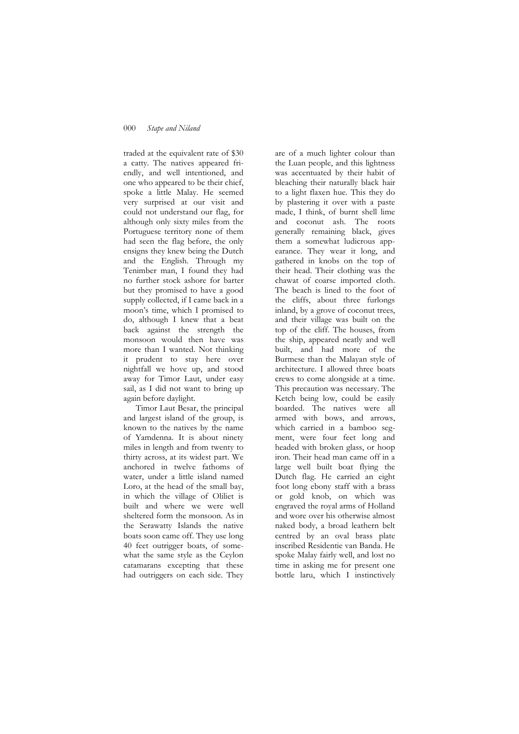traded at the equivalent rate of $30 a catty. The natives appeared friendly, and well intentioned, and one who appeared to be their chief, spoke a little Malay. He seemed very surprised at our visit and could not understand our flag, for although only sixty miles from the Portuguese territory none of them had seen the flag before, the only ensigns they knew being the Dutch and the English. Through my Tenimber man, I found they had no further stock ashore for barter but they promised to have a good supply collected, if I came back in a moon's time, which I promised to do, although I knew that a beat back against the strength the monsoon would then have was more than I wanted. Not thinking it prudent to stay here over nightfall we hove up, and stood away for Timor Laut, under easy sail, as I did not want to bring up again before daylight.

Timor Laut Besar, the principal and largest island of the group, is known to the natives by the name of Yamdenna. It is about ninety miles in length and from twenty to thirty across, at its widest part. We anchored in twelve fathoms of water, under a little island named Loro, at the head of the small bay, in which the village of Oliliet is built and where we were well sheltered form the monsoon. As in the Serawatty Islands the native boats soon came off. They use long 40 feet outrigger boats, of somewhat the same style as the Ceylon catamarans excepting that these had outriggers on each side. They are of a much lighter colour than the Luan people, and this lightness was accentuated by their habit of bleaching their naturally black hair to a light flaxen hue. This they do by plastering it over with a paste made, I think, of burnt shell lime and coconut ash. The roots generally remaining black, gives them a somewhat ludicrous appearance. They wear it long, and gathered in knobs on the top of their head. Their clothing was the chawat of coarse imported cloth. The beach is lined to the foot of the cliffs, about three furlongs inland, by a grove of coconut trees, and their village was built on the top of the cliff. The houses, from the ship, appeared neatly and well built, and had more of the Burmese than the Malayan style of architecture. I allowed three boats crews to come alongside at a time. This precaution was necessary. The Ketch being low, could be easily boarded. The natives were all armed with bows, and arrows, which carried in a bamboo segment, were four feet long and headed with broken glass, or hoop iron. Their head man came off in a large well built boat flying the Dutch flag. He carried an eight foot long ebony staff with a brass or gold knob, on which was engraved the royal arms of Holland and wore over his otherwise almost naked body, a broad leathern belt centred by an oval brass plate inscribed Residentie van Banda. He spoke Malay fairly well, and lost no time in asking me for present one bottle laru, which I instinctively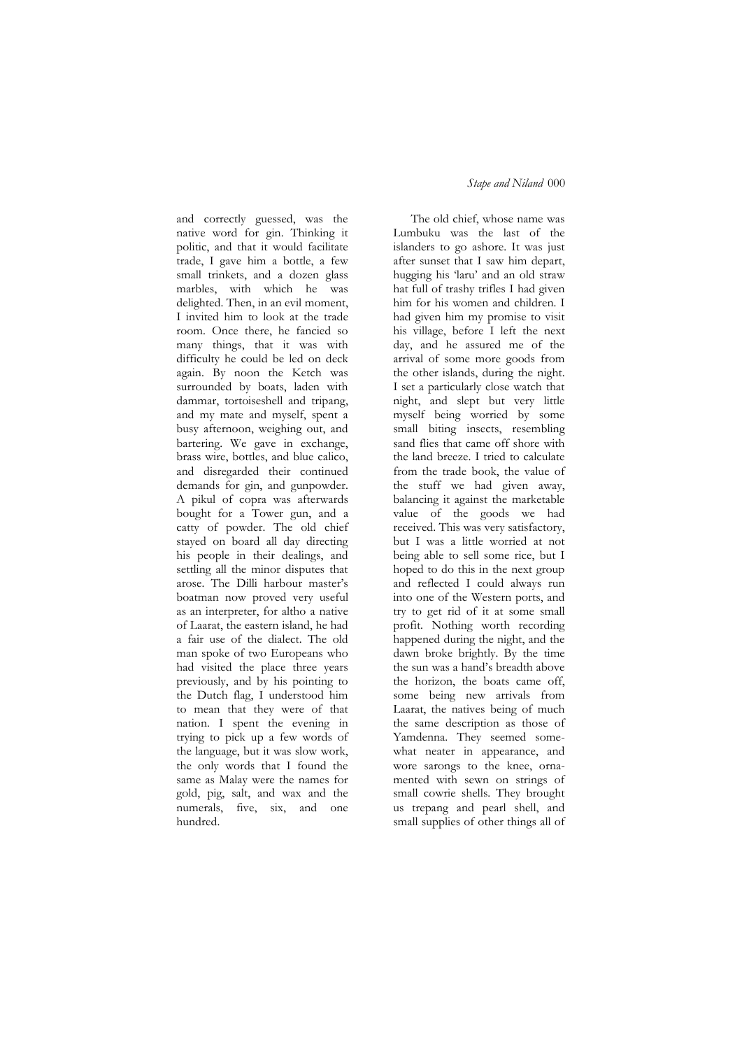and correctly guessed, was the native word for gin. Thinking it politic, and that it would facilitate trade, I gave him a bottle, a few small trinkets, and a dozen glass marbles, with which he was delighted. Then, in an evil moment, I invited him to look at the trade room. Once there, he fancied so many things, that it was with difficulty he could be led on deck again. By noon the Ketch was surrounded by boats, laden with dammar, tortoiseshell and tripang, and my mate and myself, spent a busy afternoon, weighing out, and bartering. We gave in exchange, brass wire, bottles, and blue calico, and disregarded their continued demands for gin, and gunpowder. A pikul of copra was afterwards bought for a Tower gun, and a catty of powder. The old chief stayed on board all day directing his people in their dealings, and settling all the minor disputes that arose. The Dilli harbour master's boatman now proved very useful as an interpreter, for altho a native of Laarat, the eastern island, he had a fair use of the dialect. The old man spoke of two Europeans who had visited the place three years previously, and by his pointing to the Dutch flag, I understood him to mean that they were of that nation. I spent the evening in trying to pick up a few words of the language, but it was slow work, the only words that I found the same as Malay were the names for gold, pig, salt, and wax and the numerals, five, six, and one hundred.

The old chief, whose name was Lumbuku was the last of the islanders to go ashore. It was just after sunset that I saw him depart, hugging his 'laru' and an old straw hat full of trashy trifles I had given him for his women and children. I had given him my promise to visit his village, before I left the next day, and he assured me of the arrival of some more goods from the other islands, during the night. I set a particularly close watch that night, and slept but very little myself being worried by some small biting insects, resembling sand flies that came off shore with the land breeze. I tried to calculate from the trade book, the value of the stuff we had given away, balancing it against the marketable value of the goods we had received. This was very satisfactory, but I was a little worried at not being able to sell some rice, but I hoped to do this in the next group and reflected I could always run into one of the Western ports, and try to get rid of it at some small profit. Nothing worth recording happened during the night, and the dawn broke brightly. By the time the sun was a hand's breadth above the horizon, the boats came off, some being new arrivals from Laarat, the natives being of much the same description as those of Yamdenna. They seemed somewhat neater in appearance, and wore sarongs to the knee, ornamented with sewn on strings of small cowrie shells. They brought us trepang and pearl shell, and small supplies of other things all of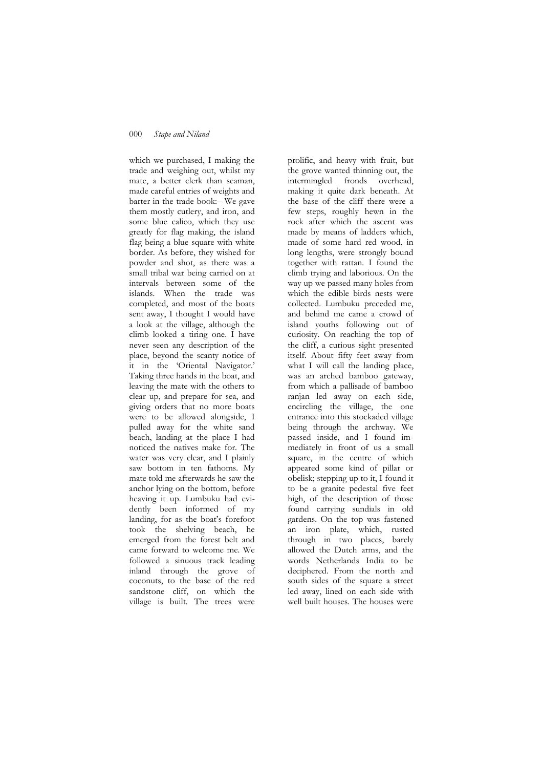which we purchased, I making the trade and weighing out, whilst my mate, a better clerk than seaman, made careful entries of weights and barter in the trade book:– We gave them mostly cutlery, and iron, and some blue calico, which they use greatly for flag making, the island flag being a blue square with white border. As before, they wished for powder and shot, as there was a small tribal war being carried on at intervals between some of the islands. When the trade was completed, and most of the boats sent away, I thought I would have a look at the village, although the climb looked a tiring one. I have never seen any description of the place, beyond the scanty notice of it in the 'Oriental Navigator.' Taking three hands in the boat, and leaving the mate with the others to clear up, and prepare for sea, and giving orders that no more boats were to be allowed alongside, I pulled away for the white sand beach, landing at the place I had noticed the natives make for. The water was very clear, and I plainly saw bottom in ten fathoms. My mate told me afterwards he saw the anchor lying on the bottom, before heaving it up. Lumbuku had evidently been informed of my landing, for as the boat's forefoot took the shelving beach, he emerged from the forest belt and came forward to welcome me. We followed a sinuous track leading inland through the grove of coconuts, to the base of the red sandstone cliff, on which the village is built. The trees were prolific, and heavy with fruit, but the grove wanted thinning out, the intermingled fronds overhead, making it quite dark beneath. At the base of the cliff there were a few steps, roughly hewn in the rock after which the ascent was made by means of ladders which, made of some hard red wood, in long lengths, were strongly bound together with rattan. I found the climb trying and laborious. On the way up we passed many holes from which the edible birds nests were collected. Lumbuku preceded me, and behind me came a crowd of island youths following out of curiosity. On reaching the top of the cliff, a curious sight presented itself. About fifty feet away from what I will call the landing place, was an arched bamboo gateway, from which a pallisade of bamboo ranjan led away on each side, encircling the village, the one entrance into this stockaded village being through the archway. We passed inside, and I found immediately in front of us a small square, in the centre of which appeared some kind of pillar or obelisk; stepping up to it, I found it to be a granite pedestal five feet high, of the description of those found carrying sundials in old gardens. On the top was fastened an iron plate, which, rusted through in two places, barely allowed the Dutch arms, and the words Netherlands India to be deciphered. From the north and south sides of the square a street led away, lined on each side with well built houses. The houses were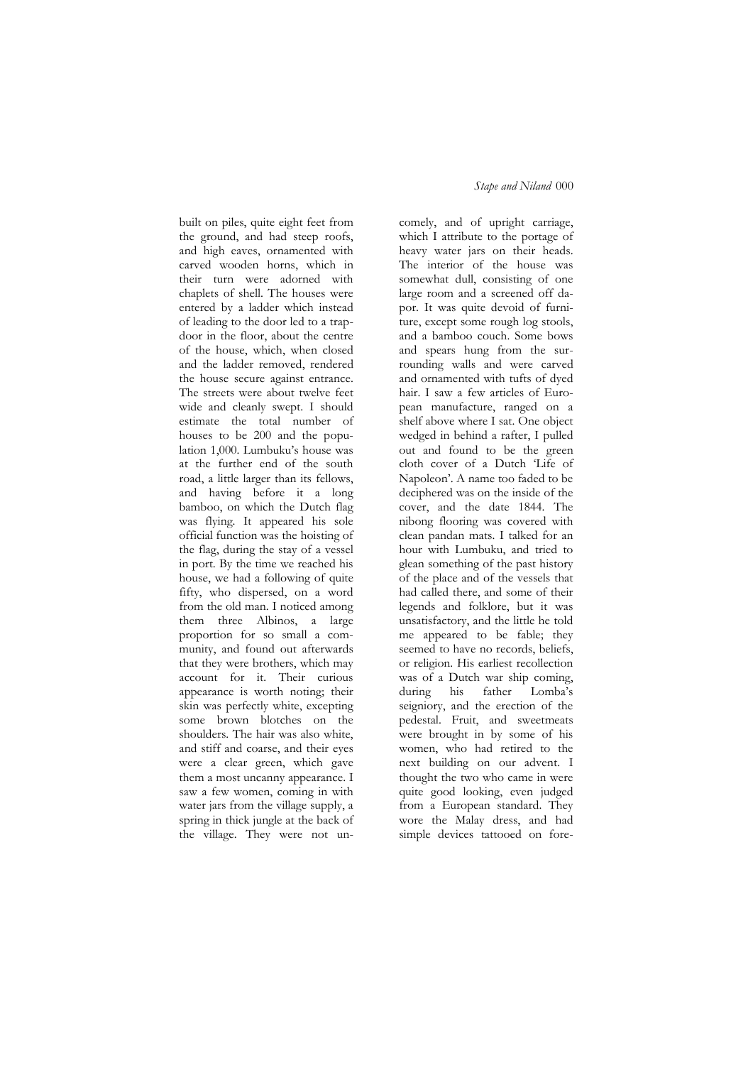built on piles, quite eight feet from the ground, and had steep roofs, and high eaves, ornamented with carved wooden horns, which in their turn were adorned with chaplets of shell. The houses were entered by a ladder which instead of leading to the door led to a trapdoor in the floor, about the centre of the house, which, when closed and the ladder removed, rendered the house secure against entrance. The streets were about twelve feet wide and cleanly swept. I should estimate the total number of houses to be 200 and the population 1,000. Lumbuku's house was at the further end of the south road, a little larger than its fellows, and having before it a long bamboo, on which the Dutch flag was flying. It appeared his sole official function was the hoisting of the flag, during the stay of a vessel in port. By the time we reached his house, we had a following of quite fifty, who dispersed, on a word from the old man. I noticed among them three Albinos, a large proportion for so small a community, and found out afterwards that they were brothers, which may account for it. Their curious appearance is worth noting; their skin was perfectly white, excepting some brown blotches on the shoulders. The hair was also white, and stiff and coarse, and their eyes were a clear green, which gave them a most uncanny appearance. I saw a few women, coming in with water jars from the village supply, a spring in thick jungle at the back of the village. They were not uncomely, and of upright carriage, which I attribute to the portage of heavy water jars on their heads. The interior of the house was somewhat dull, consisting of one large room and a screened off dapor. It was quite devoid of furniture, except some rough log stools, and a bamboo couch. Some bows and spears hung from the surrounding walls and were carved and ornamented with tufts of dyed hair. I saw a few articles of European manufacture, ranged on a shelf above where I sat. One object wedged in behind a rafter, I pulled out and found to be the green cloth cover of a Dutch 'Life of Napoleon'. A name too faded to be deciphered was on the inside of the cover, and the date 1844. The nibong flooring was covered with clean pandan mats. I talked for an hour with Lumbuku, and tried to glean something of the past history of the place and of the vessels that had called there, and some of their legends and folklore, but it was unsatisfactory, and the little he told me appeared to be fable; they seemed to have no records, beliefs, or religion. His earliest recollection was of a Dutch war ship coming, during his father Lomba's seigniory, and the erection of the pedestal. Fruit, and sweetmeats were brought in by some of his women, who had retired to the next building on our advent. I thought the two who came in were quite good looking, even judged from a European standard. They wore the Malay dress, and had simple devices tattooed on fore-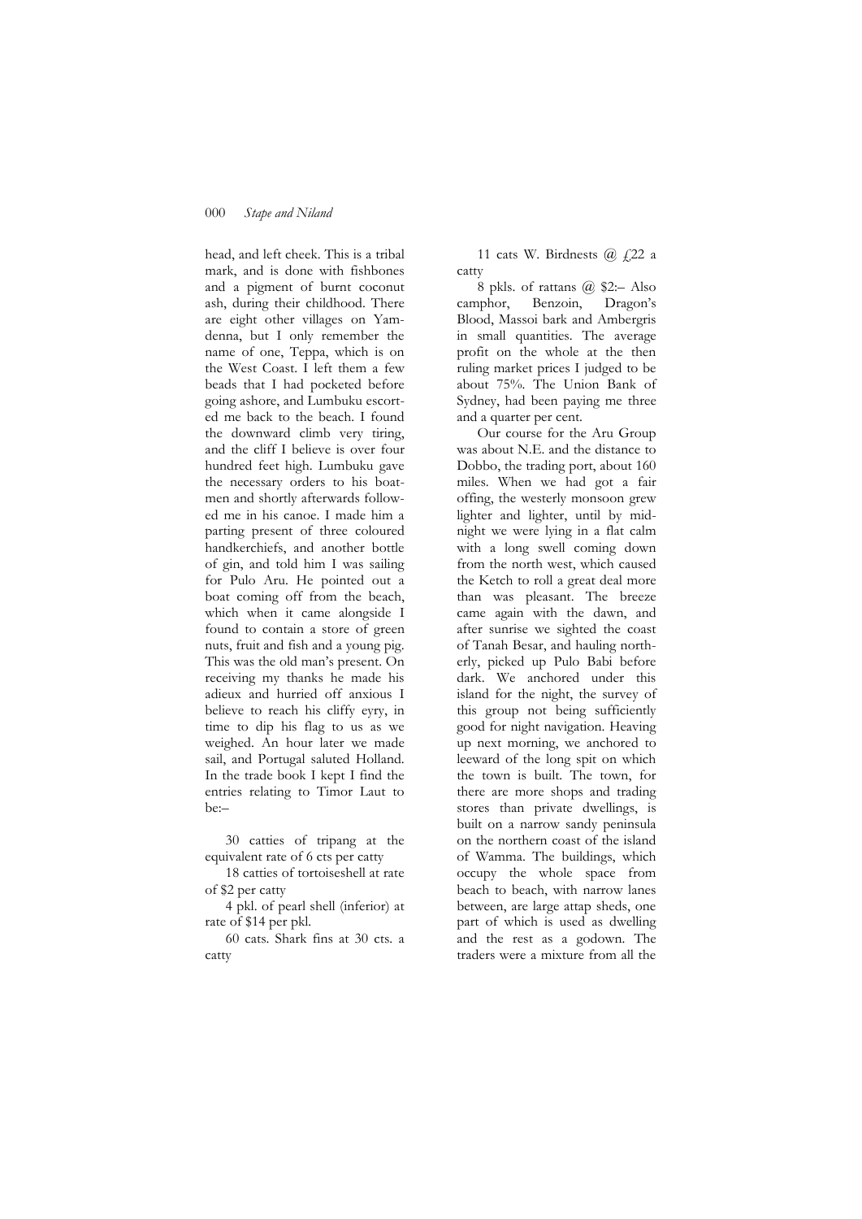head, and left cheek. This is a tribal mark, and is done with fishbones and a pigment of burnt coconut ash, during their childhood. There are eight other villages on Yamdenna, but I only remember the name of one, Teppa, which is on the West Coast. I left them a few beads that I had pocketed before going ashore, and Lumbuku escorted me back to the beach. I found the downward climb very tiring, and the cliff I believe is over four hundred feet high. Lumbuku gave the necessary orders to his boatmen and shortly afterwards followed me in his canoe. I made him a parting present of three coloured handkerchiefs, and another bottle of gin, and told him I was sailing for Pulo Aru. He pointed out a boat coming off from the beach, which when it came alongside I found to contain a store of green nuts, fruit and fish and a young pig. This was the old man's present. On receiving my thanks he made his adieux and hurried off anxious I believe to reach his cliffy eyry, in time to dip his flag to us as we weighed. An hour later we made sail, and Portugal saluted Holland. In the trade book I kept I find the entries relating to Timor Laut to be:–

30 catties of tripang at the equivalent rate of 6 cts per catty

18 catties of tortoiseshell at rate of $2 per catty

4 pkl. of pearl shell (inferior) at rate of $14 per pkl.

60 cats. Shark fins at 30 cts. a catty

11 cats W. Birdnests @ £22 a catty

8 pkls. of rattans @ $2:– Also camphor, Benzoin, Dragon's Blood, Massoi bark and Ambergris in small quantities. The average profit on the whole at the then ruling market prices I judged to be about 75%. The Union Bank of Sydney, had been paying me three and a quarter per cent.

Our course for the Aru Group was about N.E. and the distance to Dobbo, the trading port, about 160 miles. When we had got a fair offing, the westerly monsoon grew lighter and lighter, until by midnight we were lying in a flat calm with a long swell coming down from the north west, which caused the Ketch to roll a great deal more than was pleasant. The breeze came again with the dawn, and after sunrise we sighted the coast of Tanah Besar, and hauling northerly, picked up Pulo Babi before dark. We anchored under this island for the night, the survey of this group not being sufficiently good for night navigation. Heaving up next morning, we anchored to leeward of the long spit on which the town is built. The town, for there are more shops and trading stores than private dwellings, is built on a narrow sandy peninsula on the northern coast of the island of Wamma. The buildings, which occupy the whole space from beach to beach, with narrow lanes between, are large attap sheds, one part of which is used as dwelling and the rest as a godown. The traders were a mixture from all the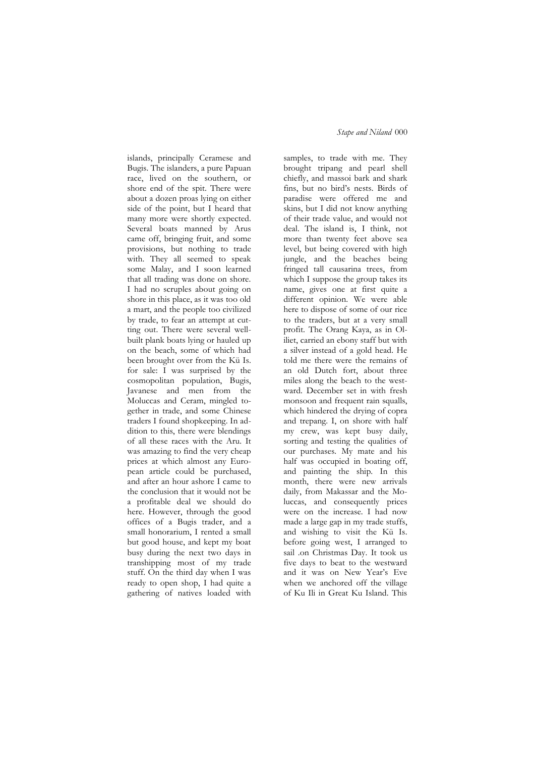islands, principally Ceramese and Bugis. The islanders, a pure Papuan race, lived on the southern, or shore end of the spit. There were about a dozen proas lying on either side of the point, but I heard that many more were shortly expected. Several boats manned by Arus came off, bringing fruit, and some provisions, but nothing to trade with. They all seemed to speak some Malay, and I soon learned that all trading was done on shore. I had no scruples about going on shore in this place, as it was too old a mart, and the people too civilized by trade, to fear an attempt at cutting out. There were several well-built plank boats lying or hauled up on the beach, some of which had been brought over from the Kü Is. for sale: I was surprised by the cosmopolitan population, Bugis, Javanese and men from the Moluccas and Ceram, mingled together in trade, and some Chinese traders I found shopkeeping. In addition to this, there were blendings of all these races with the Aru. It was amazing to find the very cheap prices at which almost any European article could be purchased, and after an hour ashore I came to the conclusion that it would not be a profitable deal we should do here. However, through the good offices of a Bugis trader, and a small honorarium, I rented a small but good house, and kept my boat busy during the next two days in transhipping most of my trade stuff. On the third day when I was ready to open shop, I had quite a gathering of natives loaded with samples, to trade with me. They brought tripang and pearl shell chiefly, and massoi bark and shark fins, but no bird's nests. Birds of paradise were offered me and skins, but I did not know anything of their trade value, and would not deal. The island is, I think, not more than twenty feet above sea level, but being covered with high jungle, and the beaches being fringed tall causarina trees, from which I suppose the group takes its name, gives one at first quite a different opinion. We were able here to dispose of some of our rice to the traders, but at a very small profit. The Orang Kaya, as in Oliiet, carried an ebony staff but with a silver instead of a gold head. He told me there were the remains of an old Dutch fort, about three miles along the beach to the westward. December set in with fresh monsoon and frequent rain squalls, which hindered the drying of copra and trepang. I, on shore with half my crew, was kept busy daily, sorting and testing the qualities of our purchases. My mate and his half was occupied in boating off, and painting the ship. In this month, there were new arrivals daily, from Makassar and the Moluccas, and consequently prices were on the increase. I had now made a large gap in my trade stuffs, and wishing to visit the Kü Is. before going west, I arranged to sail .on Christmas Day. It took us five days to beat to the westward and it was on New Year's Eve when we anchored off the village of Ku Ili in Great Ku Island. This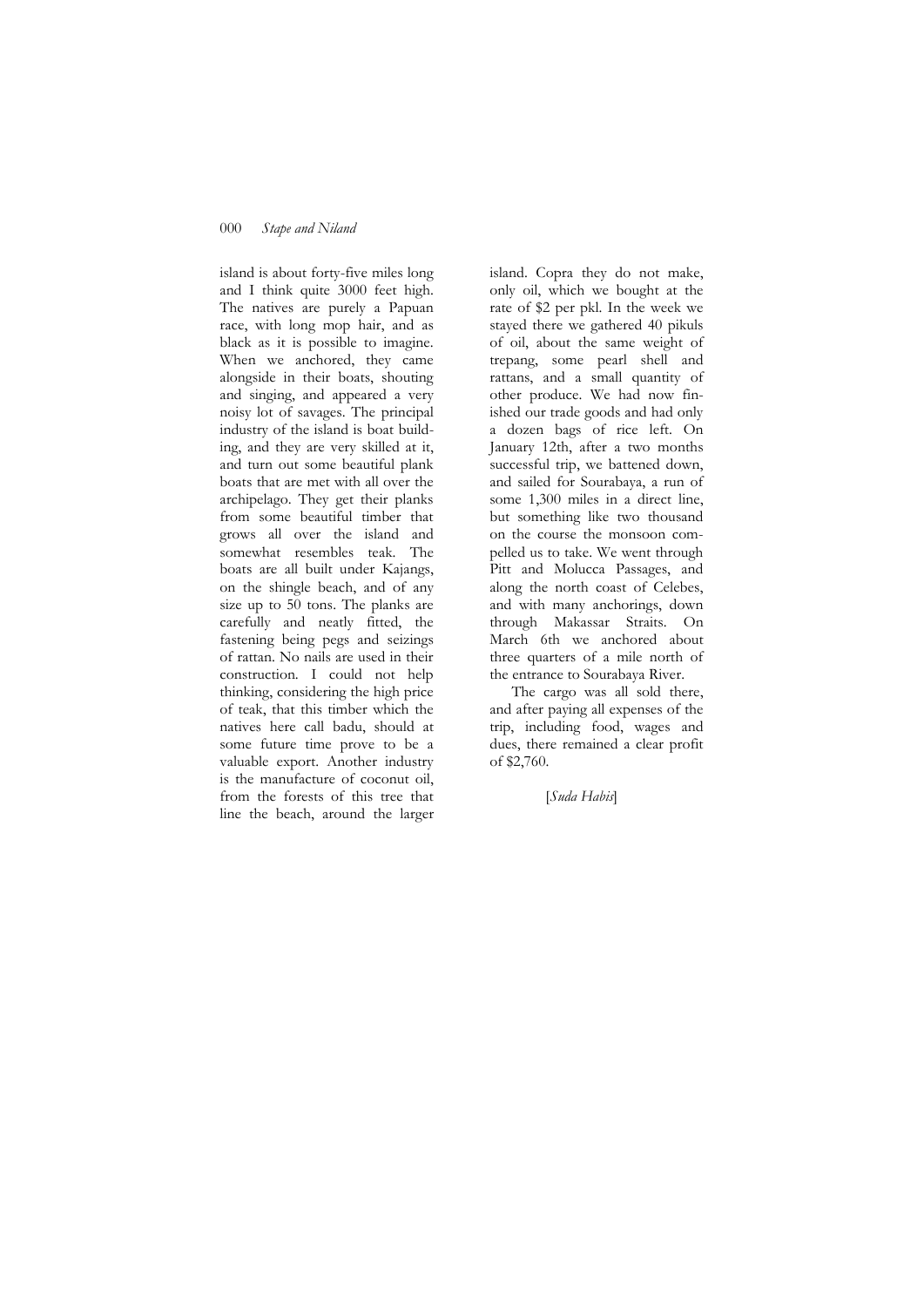island is about forty-five miles long and I think quite 3000 feet high. The natives are purely a Papuan race, with long mop hair, and as black as it is possible to imagine. When we anchored, they came alongside in their boats, shouting and singing, and appeared a very noisy lot of savages. The principal industry of the island is boat building, and they are very skilled at it, and turn out some beautiful plank boats that are met with all over the archipelago. They get their planks from some beautiful timber that grows all over the island and somewhat resembles teak. The boats are all built under Kajangs, on the shingle beach, and of any size up to 50 tons. The planks are carefully and neatly fitted, the fastening being pegs and seizings of rattan. No nails are used in their construction. I could not help thinking, considering the high price of teak, that this timber which the natives here call badu, should at some future time prove to be a valuable export. Another industry is the manufacture of coconut oil, from the forests of this tree that line the beach, around the larger island. Copra they do not make, only oil, which we bought at the rate of $2 per pkl. In the week we stayed there we gathered 40 pikuls of oil, about the same weight of trepang, some pearl shell and rattans, and a small quantity of other produce. We had now finished our trade goods and had only a dozen bags of rice left. On January 12th, after a two months successful trip, we battened down, and sailed for Sourabaya, a run of some 1,300 miles in a direct line, but something like two thousand on the course the monsoon compelled us to take. We went through Pitt and Molucca Passages, and along the north coast of Celebes, and with many anchorings, down through Makassar Straits. On March 6th we anchored about three quarters of a mile north of the entrance to Sourabaya River.

The cargo was all sold there, and after paying all expenses of the trip, including food, wages and dues, there remained a clear profit of $2,760.

[*Suda Habis*]